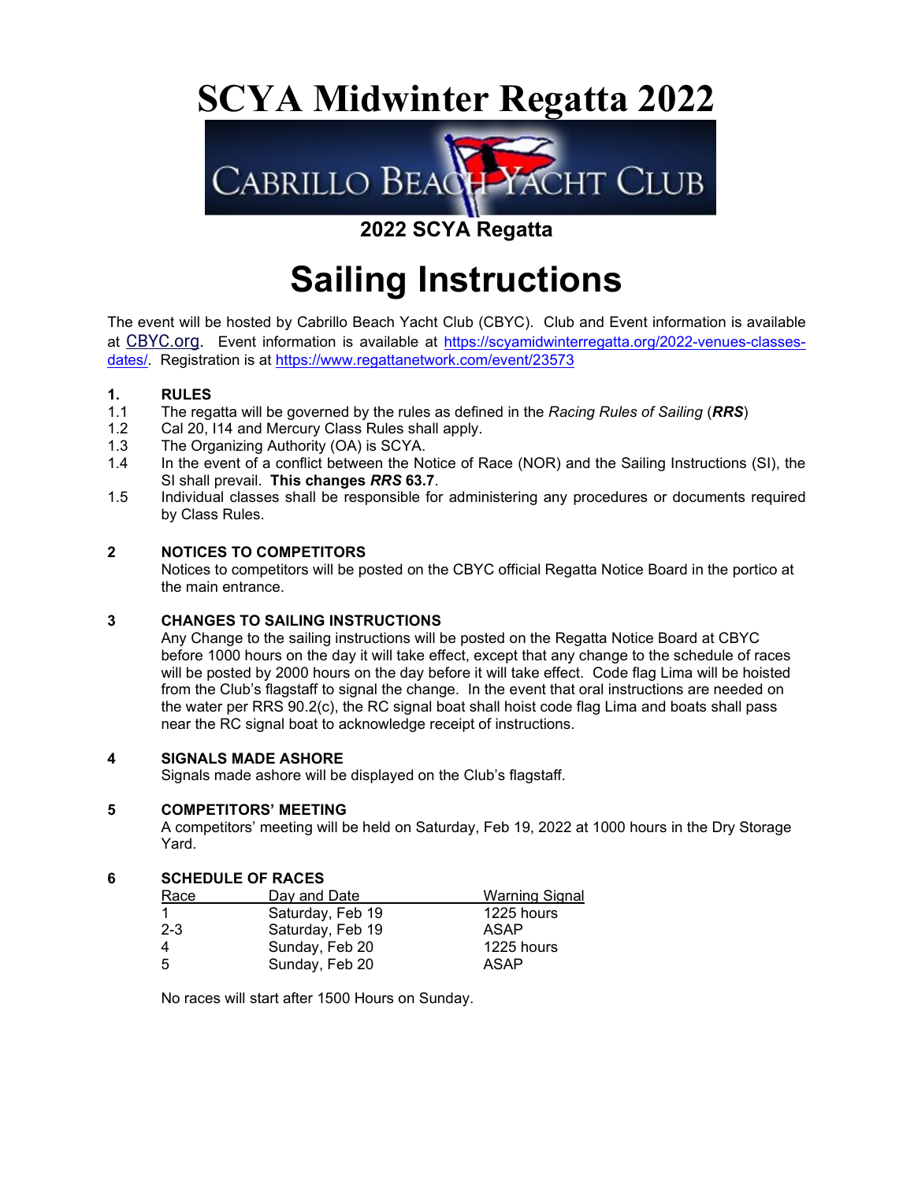# SCYA Midwinter Regatta 2022

CABRILLO BEACH YACHT CLUB

## 2022 SCYA Regatta

# Sailing Instructions

The event will be hosted by Cabrillo Beach Yacht Club (CBYC). Club and Event information is available at CBYC.org. Event information is available at https://scyamidwinterregatta.org/2022-venues-classes-dates/. Registration is at https://www.regattanetwork.com/event/23573

**1. RULES**

1.1 The regatta will be governed by the rules as defined in the *Racing Rules of Sailing* (***RRS***)

1.2 Cal 20, I14 and Mercury Class Rules shall apply.

1.3 The Organizing Authority (OA) is SCYA.

1.4 In the event of a conflict between the Notice of Race (NOR) and the Sailing Instructions (SI), the SI shall prevail. **This changes *RRS* 63.7**.

1.5 Individual classes shall be responsible for administering any procedures or documents required by Class Rules.

**2 NOTICES TO COMPETITORS**

Notices to competitors will be posted on the CBYC official Regatta Notice Board in the portico at the main entrance.

**3 CHANGES TO SAILING INSTRUCTIONS**

Any Change to the sailing instructions will be posted on the Regatta Notice Board at CBYC before 1000 hours on the day it will take effect, except that any change to the schedule of races will be posted by 2000 hours on the day before it will take effect. Code flag Lima will be hoisted from the Club's flagstaff to signal the change. In the event that oral instructions are needed on the water per RRS 90.2(c), the RC signal boat shall hoist code flag Lima and boats shall pass near the RC signal boat to acknowledge receipt of instructions.

**4 SIGNALS MADE ASHORE**

Signals made ashore will be displayed on the Club's flagstaff.

**5 COMPETITORS' MEETING**

A competitors' meeting will be held on Saturday, Feb 19, 2022 at 1000 hours in the Dry Storage Yard.

**6 SCHEDULE OF RACES**

| Race | Day and Date | Warning Signal |
|---|---|---|
| 1 | Saturday, Feb 19 | 1225 hours |
| 2-3 | Saturday, Feb 19 | ASAP |
| 4 | Sunday, Feb 20 | 1225 hours |
| 5 | Sunday, Feb 20 | ASAP |

No races will start after 1500 Hours on Sunday.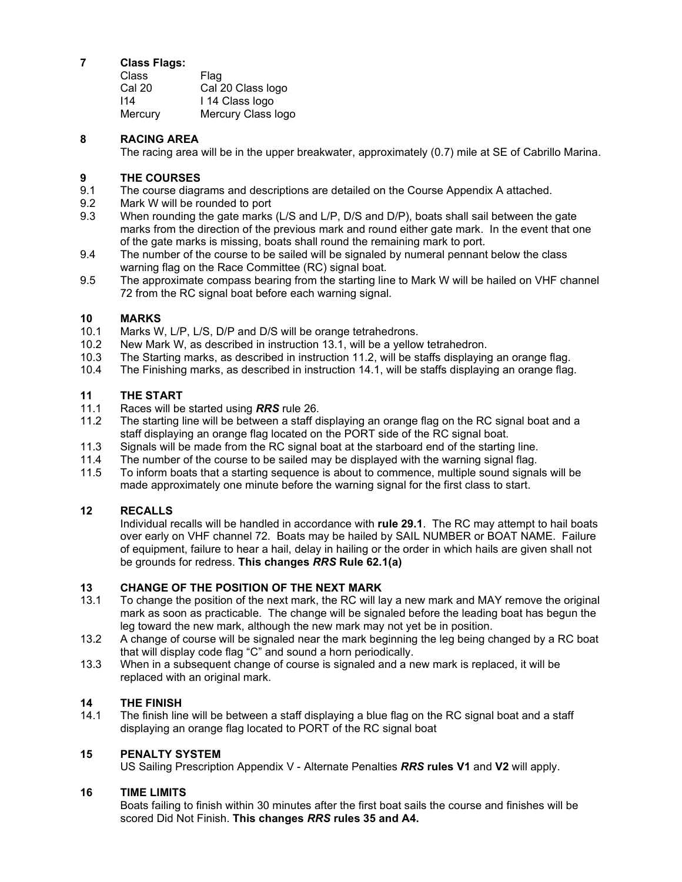## 7 Class Flags:

| Class | Flag |
|---|---|
| Cal 20 | Cal 20 Class logo |
| I14 | I 14 Class logo |
| Mercury | Mercury Class logo |

## 8 RACING AREA

The racing area will be in the upper breakwater, approximately (0.7) mile at SE of Cabrillo Marina.

## 9 THE COURSES

9.1 The course diagrams and descriptions are detailed on the Course Appendix A attached.

9.2 Mark W will be rounded to port

9.3 When rounding the gate marks (L/S and L/P, D/S and D/P), boats shall sail between the gate marks from the direction of the previous mark and round either gate mark. In the event that one of the gate marks is missing, boats shall round the remaining mark to port.

9.4 The number of the course to be sailed will be signaled by numeral pennant below the class warning flag on the Race Committee (RC) signal boat.

9.5 The approximate compass bearing from the starting line to Mark W will be hailed on VHF channel 72 from the RC signal boat before each warning signal.

## 10 MARKS

10.1 Marks W, L/P, L/S, D/P and D/S will be orange tetrahedrons.

10.2 New Mark W, as described in instruction 13.1, will be a yellow tetrahedron.

10.3 The Starting marks, as described in instruction 11.2, will be staffs displaying an orange flag.

10.4 The Finishing marks, as described in instruction 14.1, will be staffs displaying an orange flag.

## 11 THE START

11.1 Races will be started using ***RRS*** rule 26.

11.2 The starting line will be between a staff displaying an orange flag on the RC signal boat and a staff displaying an orange flag located on the PORT side of the RC signal boat.

11.3 Signals will be made from the RC signal boat at the starboard end of the starting line.

11.4 The number of the course to be sailed may be displayed with the warning signal flag.

11.5 To inform boats that a starting sequence is about to commence, multiple sound signals will be made approximately one minute before the warning signal for the first class to start.

## 12 RECALLS

Individual recalls will be handled in accordance with **rule 29.1**. The RC may attempt to hail boats over early on VHF channel 72. Boats may be hailed by SAIL NUMBER or BOAT NAME. Failure of equipment, failure to hear a hail, delay in hailing or the order in which hails are given shall not be grounds for redress. **This changes *RRS* Rule 62.1(a)**

## 13 CHANGE OF THE POSITION OF THE NEXT MARK

13.1 To change the position of the next mark, the RC will lay a new mark and MAY remove the original mark as soon as practicable. The change will be signaled before the leading boat has begun the leg toward the new mark, although the new mark may not yet be in position.

13.2 A change of course will be signaled near the mark beginning the leg being changed by a RC boat that will display code flag "C" and sound a horn periodically.

13.3 When in a subsequent change of course is signaled and a new mark is replaced, it will be replaced with an original mark.

## 14 THE FINISH

14.1 The finish line will be between a staff displaying a blue flag on the RC signal boat and a staff displaying an orange flag located to PORT of the RC signal boat

## 15 PENALTY SYSTEM

US Sailing Prescription Appendix V - Alternate Penalties ***RRS*** **rules V1** and **V2** will apply.

## 16 TIME LIMITS

Boats failing to finish within 30 minutes after the first boat sails the course and finishes will be scored Did Not Finish. **This changes *RRS* rules 35 and A4.**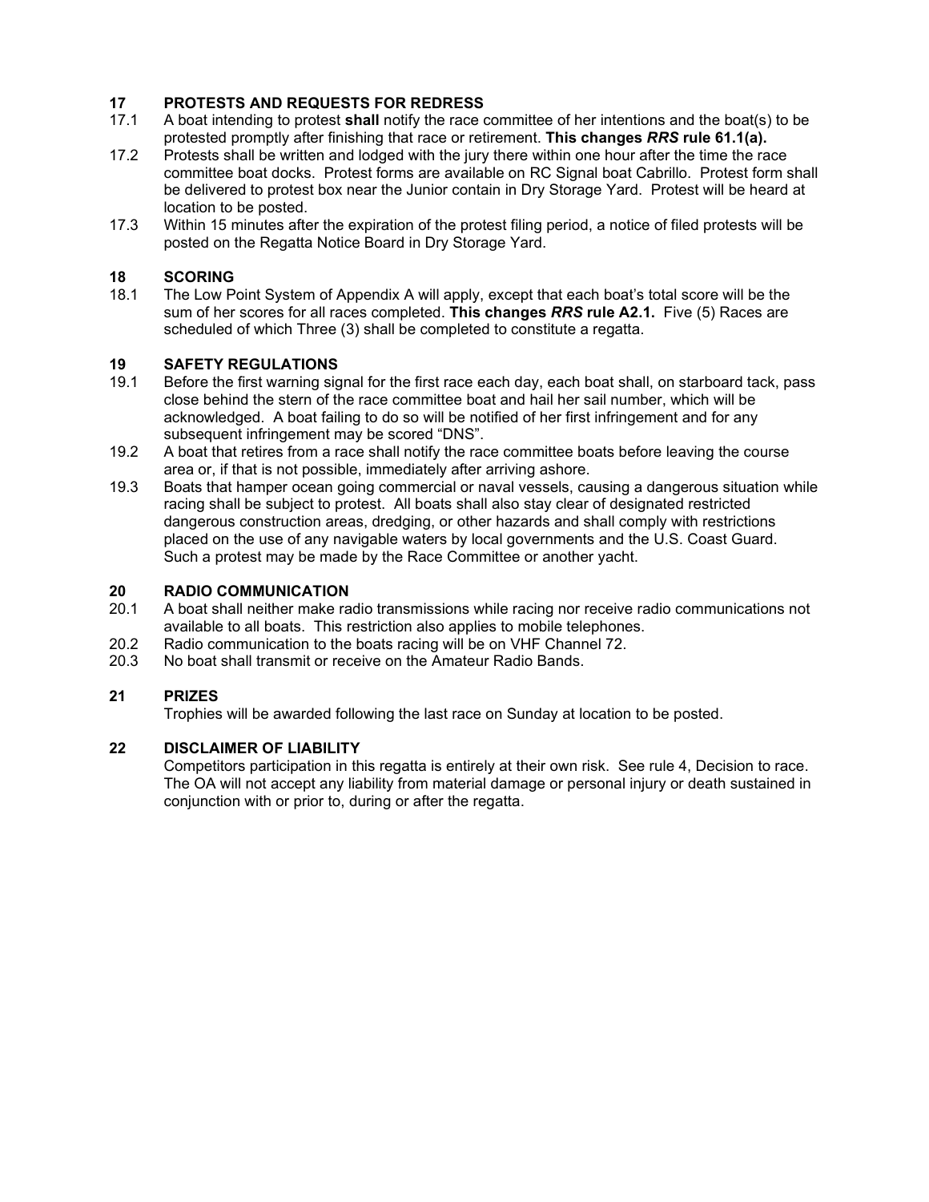## 17 PROTESTS AND REQUESTS FOR REDRESS

17.1 A boat intending to protest **shall** notify the race committee of her intentions and the boat(s) to be protested promptly after finishing that race or retirement. **This changes *RRS* rule 61.1(a).**

17.2 Protests shall be written and lodged with the jury there within one hour after the time the race committee boat docks. Protest forms are available on RC Signal boat Cabrillo. Protest form shall be delivered to protest box near the Junior contain in Dry Storage Yard. Protest will be heard at location to be posted.

17.3 Within 15 minutes after the expiration of the protest filing period, a notice of filed protests will be posted on the Regatta Notice Board in Dry Storage Yard.

## 18 SCORING

18.1 The Low Point System of Appendix A will apply, except that each boat's total score will be the sum of her scores for all races completed. **This changes *RRS* rule A2.1.** Five (5) Races are scheduled of which Three (3) shall be completed to constitute a regatta.

## 19 SAFETY REGULATIONS

19.1 Before the first warning signal for the first race each day, each boat shall, on starboard tack, pass close behind the stern of the race committee boat and hail her sail number, which will be acknowledged. A boat failing to do so will be notified of her first infringement and for any subsequent infringement may be scored "DNS".

19.2 A boat that retires from a race shall notify the race committee boats before leaving the course area or, if that is not possible, immediately after arriving ashore.

19.3 Boats that hamper ocean going commercial or naval vessels, causing a dangerous situation while racing shall be subject to protest. All boats shall also stay clear of designated restricted dangerous construction areas, dredging, or other hazards and shall comply with restrictions placed on the use of any navigable waters by local governments and the U.S. Coast Guard. Such a protest may be made by the Race Committee or another yacht.

## 20 RADIO COMMUNICATION

20.1 A boat shall neither make radio transmissions while racing nor receive radio communications not available to all boats. This restriction also applies to mobile telephones.

20.2 Radio communication to the boats racing will be on VHF Channel 72.

20.3 No boat shall transmit or receive on the Amateur Radio Bands.

## 21 PRIZES

Trophies will be awarded following the last race on Sunday at location to be posted.

## 22 DISCLAIMER OF LIABILITY

Competitors participation in this regatta is entirely at their own risk. See rule 4, Decision to race. The OA will not accept any liability from material damage or personal injury or death sustained in conjunction with or prior to, during or after the regatta.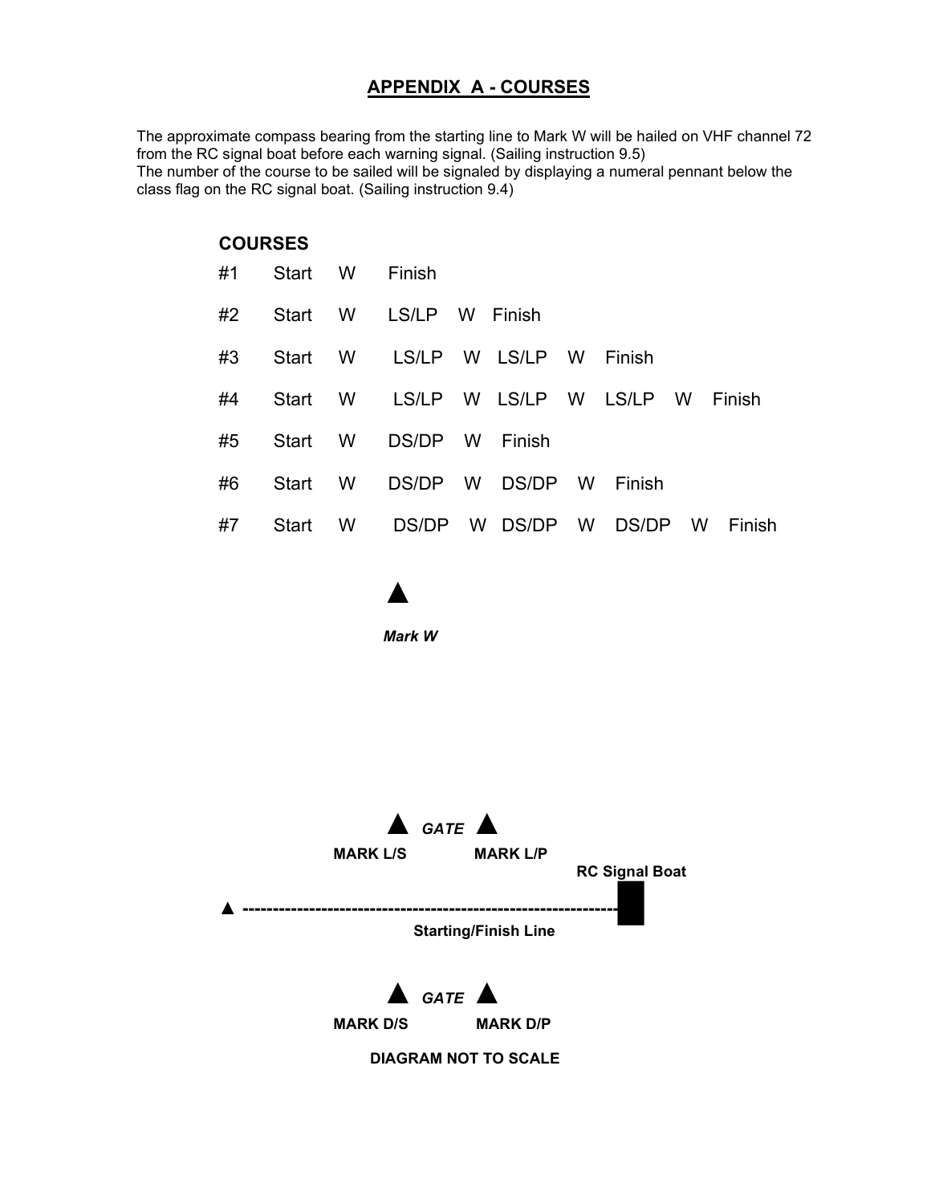## APPENDIX A - COURSES

The approximate compass bearing from the starting line to Mark W will be hailed on VHF channel 72 from the RC signal boat before each warning signal. (Sailing instruction 9.5)
The number of the course to be sailed will be signaled by displaying a numeral pennant below the class flag on the RC signal boat. (Sailing instruction 9.4)

### COURSES

| | | | | | | | | | | | |
|---|---|---|---|---|---|---|---|---|---|---|---|
| #1 | Start | W | Finish | | | | | | | | |
| #2 | Start | W | LS/LP | W | Finish | | | | | | |
| #3 | Start | W | LS/LP | W | LS/LP | W | Finish | | | | |
| #4 | Start | W | LS/LP | W | LS/LP | W | LS/LP | W | Finish | | |
| #5 | Start | W | DS/DP | W | Finish | | | | | | |
| #6 | Start | W | DS/DP | W | DS/DP | W | Finish | | | | |
| #7 | Start | W | DS/DP | W | DS/DP | W | DS/DP | W | Finish | | |

*Mark W*

*GATE*

MARK L/S

MARK L/P

RC Signal Boat

Starting/Finish Line

*GATE*

MARK D/S

MARK D/P

DIAGRAM NOT TO SCALE